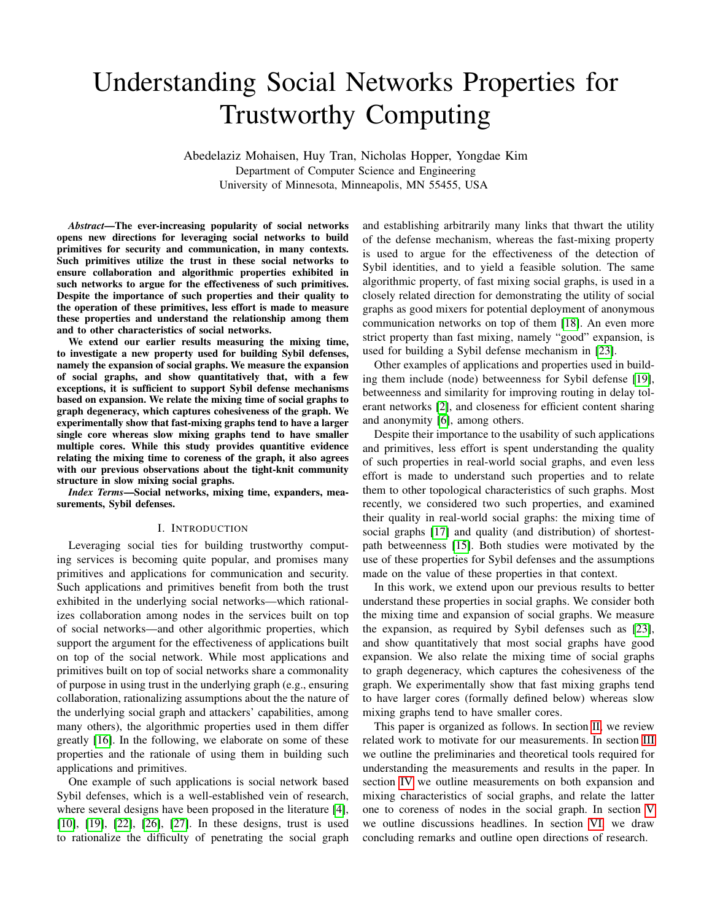# Understanding Social Networks Properties for Trustworthy Computing

Abedelaziz Mohaisen, Huy Tran, Nicholas Hopper, Yongdae Kim
Department of Computer Science and Engineering
University of Minnesota, Minneapolis, MN 55455, USA

***Abstract*—The ever-increasing popularity of social networks opens new directions for leveraging social networks to build primitives for security and communication, in many contexts. Such primitives utilize the trust in these social networks to ensure collaboration and algorithmic properties exhibited in such networks to argue for the effectiveness of such primitives. Despite the importance of such properties and their quality to the operation of these primitives, less effort is made to measure these properties and understand the relationship among them and to other characteristics of social networks.**

**We extend our earlier results measuring the mixing time, to investigate a new property used for building Sybil defenses, namely the expansion of social graphs. We measure the expansion of social graphs, and show quantitatively that, with a few exceptions, it is sufficient to support Sybil defense mechanisms based on expansion. We relate the mixing time of social graphs to graph degeneracy, which captures cohesiveness of the graph. We experimentally show that fast-mixing graphs tend to have a larger single core whereas slow mixing graphs tend to have smaller multiple cores. While this study provides quantitive evidence relating the mixing time to coreness of the graph, it also agrees with our previous observations about the tight-knit community structure in slow mixing social graphs.**

***Index Terms*—Social networks, mixing time, expanders, measurements, Sybil defenses.**

## I. Introduction

Leveraging social ties for building trustworthy computing services is becoming quite popular, and promises many primitives and applications for communication and security. Such applications and primitives benefit from both the trust exhibited in the underlying social networks—which rationalizes collaboration among nodes in the services built on top of social networks—and other algorithmic properties, which support the argument for the effectiveness of applications built on top of the social network. While most applications and primitives built on top of social networks share a commonality of purpose in using trust in the underlying graph (e.g., ensuring collaboration, rationalizing assumptions about the the nature of the underlying social graph and attackers' capabilities, among many others), the algorithmic properties used in them differ greatly [16]. In the following, we elaborate on some of these properties and the rationale of using them in building such applications and primitives.

One example of such applications is social network based Sybil defenses, which is a well-established vein of research, where several designs have been proposed in the literature [4], [10], [19], [22], [26], [27]. In these designs, trust is used to rationalize the difficulty of penetrating the social graph and establishing arbitrarily many links that thwart the utility of the defense mechanism, whereas the fast-mixing property is used to argue for the effectiveness of the detection of Sybil identities, and to yield a feasible solution. The same algorithmic property, of fast mixing social graphs, is used in a closely related direction for demonstrating the utility of social graphs as good mixers for potential deployment of anonymous communication networks on top of them [18]. An even more strict property than fast mixing, namely "good" expansion, is used for building a Sybil defense mechanism in [23].

Other examples of applications and properties used in building them include (node) betweenness for Sybil defense [19], betweenness and similarity for improving routing in delay tolerant networks [2], and closeness for efficient content sharing and anonymity [6], among others.

Despite their importance to the usability of such applications and primitives, less effort is spent understanding the quality of such properties in real-world social graphs, and even less effort is made to understand such properties and to relate them to other topological characteristics of such graphs. Most recently, we considered two such properties, and examined their quality in real-world social graphs: the mixing time of social graphs [17] and quality (and distribution) of shortest-path betweenness [15]. Both studies were motivated by the use of these properties for Sybil defenses and the assumptions made on the value of these properties in that context.

In this work, we extend upon our previous results to better understand these properties in social graphs. We consider both the mixing time and expansion of social graphs. We measure the expansion, as required by Sybil defenses such as [23], and show quantitatively that most social graphs have good expansion. We also relate the mixing time of social graphs to graph degeneracy, which captures the cohesiveness of the graph. We experimentally show that fast mixing graphs tend to have larger cores (formally defined below) whereas slow mixing graphs tend to have smaller cores.

This paper is organized as follows. In section II, we review related work to motivate for our measurements. In section III we outline the preliminaries and theoretical tools required for understanding the measurements and results in the paper. In section IV we outline measurements on both expansion and mixing characteristics of social graphs, and relate the latter one to coreness of nodes in the social graph. In section V we outline discussions headlines. In section VI we draw concluding remarks and outline open directions of research.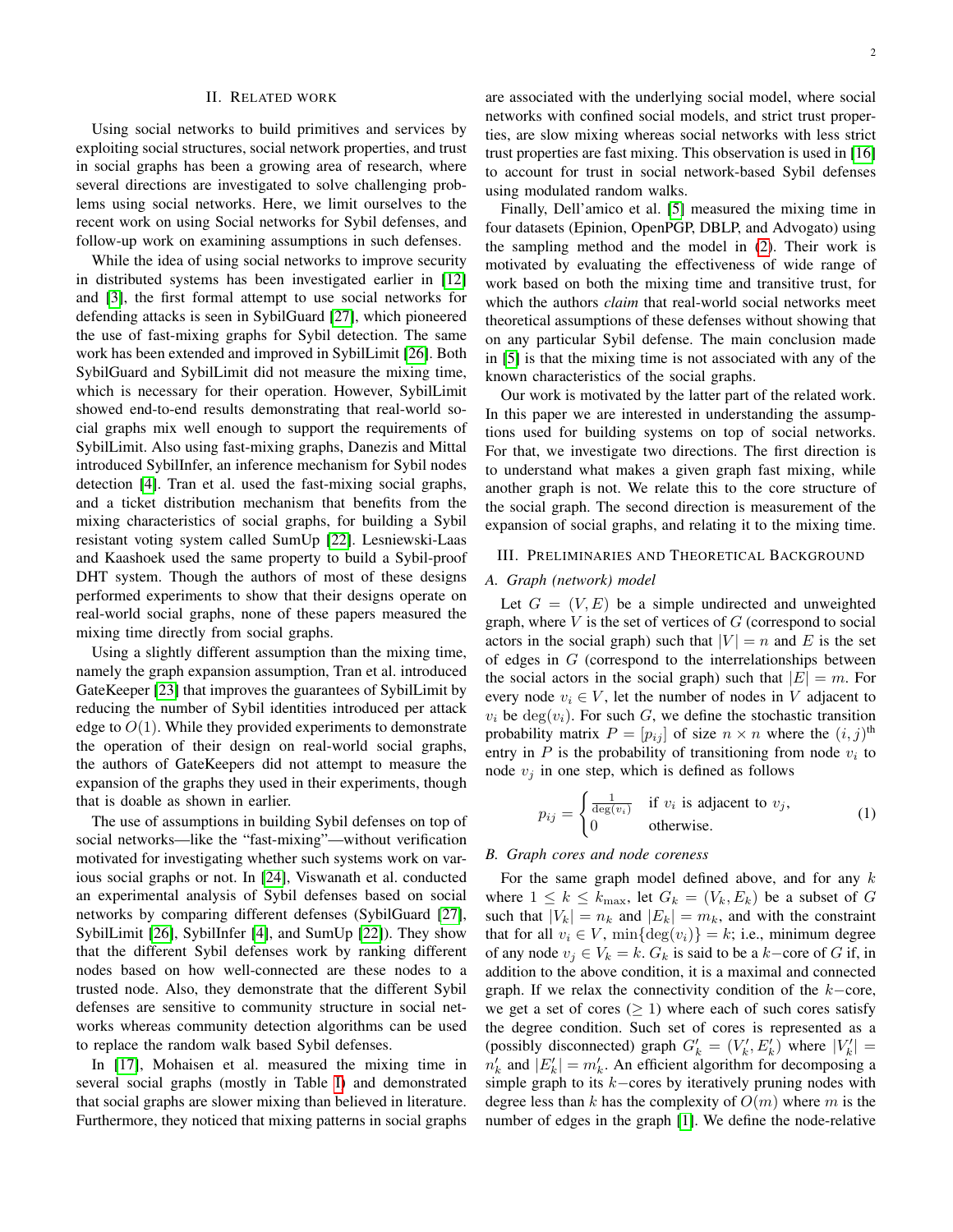## II. Related work

Using social networks to build primitives and services by exploiting social structures, social network properties, and trust in social graphs has been a growing area of research, where several directions are investigated to solve challenging problems using social networks. Here, we limit ourselves to the recent work on using Social networks for Sybil defenses, and follow-up work on examining assumptions in such defenses.

While the idea of using social networks to improve security in distributed systems has been investigated earlier in [12] and [3], the first formal attempt to use social networks for defending attacks is seen in SybilGuard [27], which pioneered the use of fast-mixing graphs for Sybil detection. The same work has been extended and improved in SybilLimit [26]. Both SybilGuard and SybilLimit did not measure the mixing time, which is necessary for their operation. However, SybilLimit showed end-to-end results demonstrating that real-world social graphs mix well enough to support the requirements of SybilLimit. Also using fast-mixing graphs, Danezis and Mittal introduced SybilInfer, an inference mechanism for Sybil nodes detection [4]. Tran et al. used the fast-mixing social graphs, and a ticket distribution mechanism that benefits from the mixing characteristics of social graphs, for building a Sybil resistant voting system called SumUp [22]. Lesniewski-Laas and Kaashoek used the same property to build a Sybil-proof DHT system. Though the authors of most of these designs performed experiments to show that their designs operate on real-world social graphs, none of these papers measured the mixing time directly from social graphs.

Using a slightly different assumption than the mixing time, namely the graph expansion assumption, Tran et al. introduced GateKeeper [23] that improves the guarantees of SybilLimit by reducing the number of Sybil identities introduced per attack edge to $O(1)$. While they provided experiments to demonstrate the operation of their design on real-world social graphs, the authors of GateKeepers did not attempt to measure the expansion of the graphs they used in their experiments, though that is doable as shown in earlier.

The use of assumptions in building Sybil defenses on top of social networks—like the "fast-mixing"—without verification motivated for investigating whether such systems work on various social graphs or not. In [24], Viswanath et al. conducted an experimental analysis of Sybil defenses based on social networks by comparing different defenses (SybilGuard [27], SybilLimit [26], SybilInfer [4], and SumUp [22]). They show that the different Sybil defenses work by ranking different nodes based on how well-connected are these nodes to a trusted node. Also, they demonstrate that the different Sybil defenses are sensitive to community structure in social networks whereas community detection algorithms can be used to replace the random walk based Sybil defenses.

In [17], Mohaisen et al. measured the mixing time in several social graphs (mostly in Table I) and demonstrated that social graphs are slower mixing than believed in literature. Furthermore, they noticed that mixing patterns in social graphs are associated with the underlying social model, where social networks with confined social models, and strict trust properties, are slow mixing whereas social networks with less strict trust properties are fast mixing. This observation is used in [16] to account for trust in social network-based Sybil defenses using modulated random walks.

Finally, Dell'amico et al. [5] measured the mixing time in four datasets (Epinion, OpenPGP, DBLP, and Advogato) using the sampling method and the model in (2). Their work is motivated by evaluating the effectiveness of wide range of work based on both the mixing time and transitive trust, for which the authors *claim* that real-world social networks meet theoretical assumptions of these defenses without showing that on any particular Sybil defense. The main conclusion made in [5] is that the mixing time is not associated with any of the known characteristics of the social graphs.

Our work is motivated by the latter part of the related work. In this paper we are interested in understanding the assumptions used for building systems on top of social networks. For that, we investigate two directions. The first direction is to understand what makes a given graph fast mixing, while another graph is not. We relate this to the core structure of the social graph. The second direction is measurement of the expansion of social graphs, and relating it to the mixing time.

## III. Preliminaries and Theoretical Background

### A. Graph (network) model

Let $G = (V, E)$ be a simple undirected and unweighted graph, where $V$ is the set of vertices of $G$ (correspond to social actors in the social graph) such that $|V| = n$ and $E$ is the set of edges in $G$ (correspond to the interrelationships between the social actors in the social graph) such that $|E| = m$. For every node $v_i \in V$, let the number of nodes in $V$ adjacent to $v_i$ be $\deg(v_i)$. For such $G$, we define the stochastic transition probability matrix $P = [p_{ij}]$ of size $n \times n$ where the $(i, j)^{\text{th}}$ entry in $P$ is the probability of transitioning from node $v_i$ to node $v_j$ in one step, which is defined as follows

$$p_{ij} = \begin{cases} \frac{1}{\deg(v_i)} & \text{if } v_i \text{ is adjacent to } v_j, \\ 0 & \text{otherwise.} \end{cases} \tag{1}$$

### B. Graph cores and node coreness

For the same graph model defined above, and for any $k$ where $1 \leq k \leq k_{\max}$, let $G_k = (V_k, E_k)$ be a subset of $G$ such that $|V_k| = n_k$ and $|E_k| = m_k$, and with the constraint that for all $v_i \in V$, $\min\{\deg(v_i)\} = k$; i.e., minimum degree of any node $v_j \in V_k = k$. $G_k$ is said to be a $k-$core of $G$ if, in addition to the above condition, it is a maximal and connected graph. If we relax the connectivity condition of the $k-$core, we get a set of cores ($\geq 1$) where each of such cores satisfy the degree condition. Such set of cores is represented as a (possibly disconnected) graph $G'_k = (V'_k, E'_k)$ where $|V'_k| = n'_k$ and $|E'_k| = m'_k$. An efficient algorithm for decomposing a simple graph to its $k-$cores by iteratively pruning nodes with degree less than $k$ has the complexity of $O(m)$ where $m$ is the number of edges in the graph [1]. We define the node-relative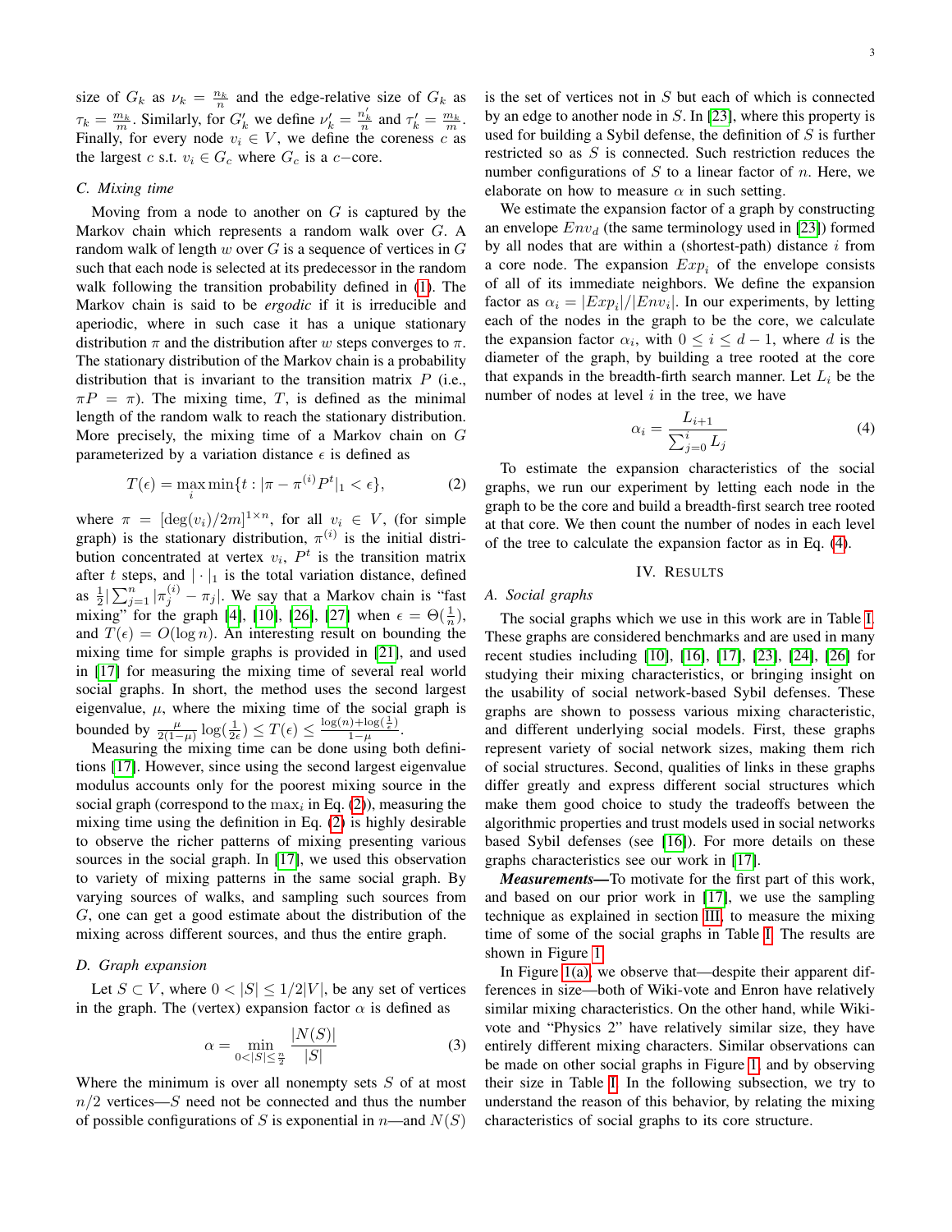size of $G_k$ as $\nu_k = \frac{n_k}{n}$ and the edge-relative size of $G_k$ as $\tau_k = \frac{m_k}{m}$. Similarly, for $G'_k$ we define $\nu'_k = \frac{n'_k}{n}$ and $\tau'_k = \frac{m_k}{m}$. Finally, for every node $v_i \in V$, we define the coreness $c$ as the largest $c$ s.t. $v_i \in G_c$ where $G_c$ is a $c-$core.

### C. Mixing time

Moving from a node to another on $G$ is captured by the Markov chain which represents a random walk over $G$. A random walk of length $w$ over $G$ is a sequence of vertices in $G$ such that each node is selected at its predecessor in the random walk following the transition probability defined in (1). The Markov chain is said to be *ergodic* if it is irreducible and aperiodic, where in such case it has a unique stationary distribution $\pi$ and the distribution after $w$ steps converges to $\pi$. The stationary distribution of the Markov chain is a probability distribution that is invariant to the transition matrix $P$ (i.e., $\pi P = \pi$). The mixing time, $T$, is defined as the minimal length of the random walk to reach the stationary distribution. More precisely, the mixing time of a Markov chain on $G$ parameterized by a variation distance $\epsilon$ is defined as

$$T(\epsilon) = \max_i \min\{t : |\pi - \pi^{(i)} P^t|_1 < \epsilon\}, \tag{2}$$

where $\pi = [\deg(v_i)/2m]^{1\times n}$, for all $v_i \in V$, (for simple graph) is the stationary distribution, $\pi^{(i)}$ is the initial distribution concentrated at vertex $v_i$, $P^t$ is the transition matrix after $t$ steps, and $|\cdot|_1$ is the total variation distance, defined as $\frac{1}{2}|\sum_{j=1}^{n} |\pi_j^{(i)} - \pi_j|$. We say that a Markov chain is "fast mixing" for the graph [4], [10], [26], [27] when $\epsilon = \Theta(\frac{1}{n})$, and $T(\epsilon) = O(\log n)$. An interesting result on bounding the mixing time for simple graphs is provided in [21], and used in [17] for measuring the mixing time of several real world social graphs. In short, the method uses the second largest eigenvalue, $\mu$, where the mixing time of the social graph is bounded by $\frac{\mu}{2(1-\mu)} \log(\frac{1}{2\epsilon}) \leq T(\epsilon) \leq \frac{\log(n) + \log(\frac{1}{\epsilon})}{1-\mu}$.

Measuring the mixing time can be done using both definitions [17]. However, since using the second largest eigenvalue modulus accounts only for the poorest mixing source in the social graph (correspond to the $\max_i$ in Eq. (2)), measuring the mixing time using the definition in Eq. (2) is highly desirable to observe the richer patterns of mixing presenting various sources in the social graph. In [17], we used this observation to variety of mixing patterns in the same social graph. By varying sources of walks, and sampling such sources from $G$, one can get a good estimate about the distribution of the mixing across different sources, and thus the entire graph.

### D. Graph expansion

Let $S \subset V$, where $0 < |S| \leq 1/2|V|$, be any set of vertices in the graph. The (vertex) expansion factor $\alpha$ is defined as

$$\alpha = \min_{0<|S|\leq \frac{n}{2}} \frac{|N(S)|}{|S|} \tag{3}$$

Where the minimum is over all nonempty sets $S$ of at most $n/2$ vertices—$S$ need not be connected and thus the number of possible configurations of $S$ is exponential in $n$—and $N(S)$ is the set of vertices not in $S$ but each of which is connected by an edge to another node in $S$. In [23], where this property is used for building a Sybil defense, the definition of $S$ is further restricted so as $S$ is connected. Such restriction reduces the number configurations of $S$ to a linear factor of $n$. Here, we elaborate on how to measure $\alpha$ in such setting.

We estimate the expansion factor of a graph by constructing an envelope $Env_d$ (the same terminology used in [23]) formed by all nodes that are within a (shortest-path) distance $i$ from a core node. The expansion $Exp_i$ of the envelope consists of all of its immediate neighbors. We define the expansion factor as $\alpha_i = |Exp_i|/|Env_i|$. In our experiments, by letting each of the nodes in the graph to be the core, we calculate the expansion factor $\alpha_i$, with $0 \leq i \leq d-1$, where $d$ is the diameter of the graph, by building a tree rooted at the core that expands in the breadth-firth search manner. Let $L_i$ be the number of nodes at level $i$ in the tree, we have

$$\alpha_i = \frac{L_{i+1}}{\sum_{j=0}^{i} L_j} \tag{4}$$

To estimate the expansion characteristics of the social graphs, we run our experiment by letting each node in the graph to be the core and build a breadth-first search tree rooted at that core. We then count the number of nodes in each level of the tree to calculate the expansion factor as in Eq. (4).

## IV. RESULTS

### A. Social graphs

The social graphs which we use in this work are in Table I. These graphs are considered benchmarks and are used in many recent studies including [10], [16], [17], [23], [24], [26] for studying their mixing characteristics, or bringing insight on the usability of social network-based Sybil defenses. These graphs are shown to possess various mixing characteristic, and different underlying social models. First, these graphs represent variety of social network sizes, making them rich of social structures. Second, qualities of links in these graphs differ greatly and express different social structures which make them good choice to study the tradeoffs between the algorithmic properties and trust models used in social networks based Sybil defenses (see [16]). For more details on these graphs characteristics see our work in [17].

***Measurements—***To motivate for the first part of this work, and based on our prior work in [17], we use the sampling technique as explained in section III, to measure the mixing time of some of the social graphs in Table I. The results are shown in Figure 1.

In Figure 1(a), we observe that—despite their apparent differences in size—both of Wiki-vote and Enron have relatively similar mixing characteristics. On the other hand, while Wiki-vote and "Physics 2" have relatively similar size, they have entirely different mixing characters. Similar observations can be made on other social graphs in Figure 1, and by observing their size in Table I. In the following subsection, we try to understand the reason of this behavior, by relating the mixing characteristics of social graphs to its core structure.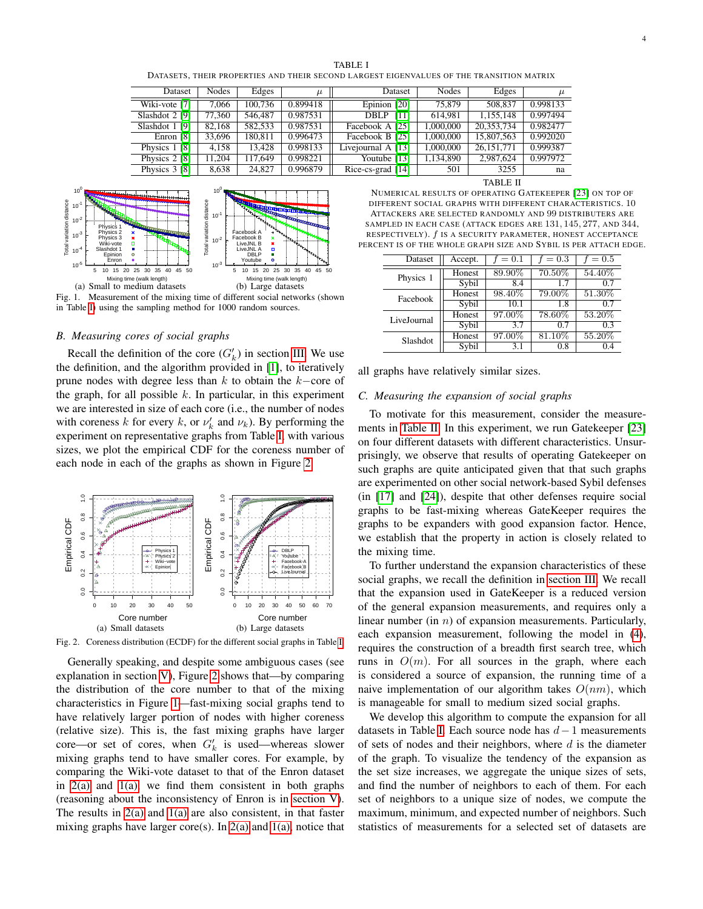TABLE I
DATASETS, THEIR PROPERTIES AND THEIR SECOND LARGEST EIGENVALUES OF THE TRANSITION MATRIX

| Dataset | Nodes | Edges | $\mu$ | Dataset | Nodes | Edges | $\mu$ |
|---|---|---|---|---|---|---|---|
| Wiki-vote [7] | 7,066 | 100,736 | 0.899418 | Epinion [20] | 75,879 | 508,837 | 0.998133 |
| Slashdot 2 [9] | 77,360 | 546,487 | 0.987531 | DBLP [11] | 614,981 | 1,155,148 | 0.997494 |
| Slashdot 1 [9] | 82,168 | 582,533 | 0.987531 | Facebook A [25] | 1,000,000 | 20,353,734 | 0.982477 |
| Enron [8] | 33,696 | 180,811 | 0.996473 | Facebook B [25] | 1,000,000 | 15,807,563 | 0.992020 |
| Physics 1 [8] | 4,158 | 13,428 | 0.998133 | Livejournal A [13] | 1,000,000 | 26,151,771 | 0.999387 |
| Physics 2 [8] | 11,204 | 117,649 | 0.998221 | Youtube [13] | 1,134,890 | 2,987,624 | 0.997972 |
| Physics 3 [8] | 8,638 | 24,827 | 0.996879 | Rice-cs-grad [14] | 501 | 3255 | na |

(a) Small to medium datasets (b) Large datasets

Fig. 1. Measurement of the mixing time of different social networks (shown in Table I) using the sampling method for 1000 random sources.

### B. Measuring cores of social graphs

Recall the definition of the core ($G'_k$) in section III. We use the definition, and the algorithm provided in [1], to iteratively prune nodes with degree less than $k$ to obtain the $k-$core of the graph, for all possible $k$. In particular, in this experiment we are interested in size of each core (i.e., the number of nodes with coreness $k$ for every $k$, or $\nu'_k$ and $\nu_k$). By performing the experiment on representative graphs from Table I, with various sizes, we plot the empirical CDF for the coreness number of each node in each of the graphs as shown in Figure 2.

(a) Small datasets (b) Large datasets

Fig. 2. Coreness distribution (ECDF) for the different social graphs in Table I

Generally speaking, and despite some ambiguous cases (see explanation in section V), Figure 2 shows that—by comparing the distribution of the core number to that of the mixing characteristics in Figure 1—fast-mixing social graphs tend to have relatively larger portion of nodes with higher coreness (relative size). This is, the fast mixing graphs have larger core—or set of cores, when $G'_k$ is used—whereas slower mixing graphs tend to have smaller cores. For example, by comparing the Wiki-vote dataset to that of the Enron dataset in 2(a) and 1(a), we find them consistent in both graphs (reasoning about the inconsistency of Enron is in section V). The results in 2(a) and 1(a) are also consistent, in that faster mixing graphs have larger core(s). In 2(a) and 1(a), notice that all graphs have relatively similar sizes.

TABLE II
NUMERICAL RESULTS OF OPERATING GATEKEEPER [23] ON TOP OF DIFFERENT SOCIAL GRAPHS WITH DIFFERENT CHARACTERISTICS. 10 ATTACKERS ARE SELECTED RANDOMLY AND 99 DISTRIBUTERS ARE SAMPLED IN EACH CASE (ATTACK EDGES ARE 131, 145, 277, AND 344, RESPECTIVELY). $f$ IS A SECURITY PARAMETER, HONEST ACCEPTANCE PERCENT IS OF THE WHOLE GRAPH SIZE AND SYBIL IS PER ATTACH EDGE.

| Dataset | Accept. | $f = 0.1$ | $f = 0.3$ | $f = 0.5$ |
|---|---|---|---|---|
| Physics 1 | Honest | 89.90% | 70.50% | 54.40% |
| | Sybil | 8.4 | 1.7 | 0.7 |
| Facebook | Honest | 98.40% | 79.00% | 51.30% |
| | Sybil | 10.1 | 1.8 | 0.7 |
| LiveJournal | Honest | 97.00% | 78.60% | 53.20% |
| | Sybil | 3.7 | 0.7 | 0.3 |
| Slashdot | Honest | 97.00% | 81.10% | 55.20% |
| | Sybil | 3.1 | 0.8 | 0.4 |

### C. Measuring the expansion of social graphs

To motivate for this measurement, consider the measurements in Table II. In this experiment, we run Gatekeeper [23] on four different datasets with different characteristics. Unsurprisingly, we observe that results of operating Gatekeeper on such graphs are quite anticipated given that that such graphs are experimented on other social network-based Sybil defenses (in [17] and [24]), despite that other defenses require social graphs to be fast-mixing whereas GateKeeper requires the graphs to be expanders with good expansion factor. Hence, we establish that the property in action is closely related to the mixing time.

To further understand the expansion characteristics of these social graphs, we recall the definition in section III. We recall that the expansion used in GateKeeper is a reduced version of the general expansion measurements, and requires only a linear number (in $n$) of expansion measurements. Particularly, each expansion measurement, following the model in (4), requires the construction of a breadth first search tree, which runs in $O(m)$. For all sources in the graph, where each is considered a source of expansion, the running time of a naive implementation of our algorithm takes $O(nm)$, which is manageable for small to medium sized social graphs.

We develop this algorithm to compute the expansion for all datasets in Table I. Each source node has $d-1$ measurements of sets of nodes and their neighbors, where $d$ is the diameter of the graph. To visualize the tendency of the expansion as the set size increases, we aggregate the unique sizes of sets, and find the number of neighbors to each of them. For each set of neighbors to a unique size of nodes, we compute the maximum, minimum, and expected number of neighbors. Such statistics of measurements for a selected set of datasets are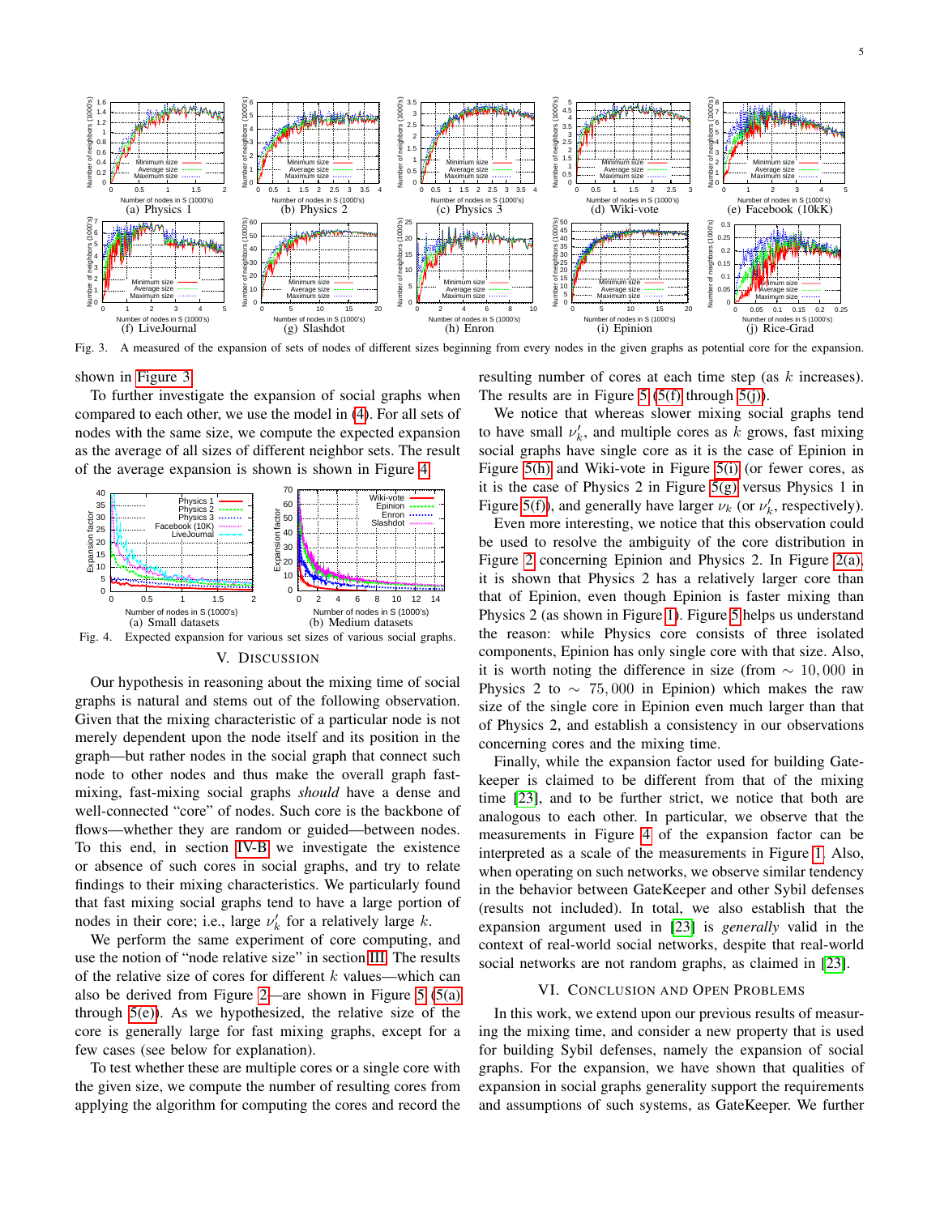Fig. 3. A measured of the expansion of sets of nodes of different sizes beginning from every nodes in the given graphs as potential core for the expansion.

shown in Figure 3.

To further investigate the expansion of social graphs when compared to each other, we use the model in (4). For all sets of nodes with the same size, we compute the expected expansion as the average of all sizes of different neighbor sets. The result of the average expansion is shown is shown in Figure 4.

Fig. 4. Expected expansion for various set sizes of various social graphs.

## V. Discussion

Our hypothesis in reasoning about the mixing time of social graphs is natural and stems out of the following observation. Given that the mixing characteristic of a particular node is not merely dependent upon the node itself and its position in the graph—but rather nodes in the social graph that connect such node to other nodes and thus make the overall graph fast-mixing, fast-mixing social graphs *should* have a dense and well-connected "core" of nodes. Such core is the backbone of flows—whether they are random or guided—between nodes. To this end, in section IV-B we investigate the existence or absence of such cores in social graphs, and try to relate findings to their mixing characteristics. We particularly found that fast mixing social graphs tend to have a large portion of nodes in their core; i.e., large $\nu'_k$ for a relatively large $k$.

We perform the same experiment of core computing, and use the notion of "node relative size" in section III. The results of the relative size of cores for different $k$ values—which can also be derived from Figure 2—are shown in Figure 5 (5(a) through 5(e)). As we hypothesized, the relative size of the core is generally large for fast mixing graphs, except for a few cases (see below for explanation).

To test whether these are multiple cores or a single core with the given size, we compute the number of resulting cores from applying the algorithm for computing the cores and record the resulting number of cores at each time step (as $k$ increases). The results are in Figure 5 (5(f) through 5(j)).

We notice that whereas slower mixing social graphs tend to have small $\nu'_k$, and multiple cores as $k$ grows, fast mixing social graphs have single core as it is the case of Epinion in Figure 5(h) and Wiki-vote in Figure 5(i) (or fewer cores, as it is the case of Physics 2 in Figure 5(g) versus Physics 1 in Figure 5(f)), and generally have larger $\nu_k$ (or $\nu'_k$, respectively).

Even more interesting, we notice that this observation could be used to resolve the ambiguity of the core distribution in Figure 2 concerning Epinion and Physics 2. In Figure 2(a), it is shown that Physics 2 has a relatively larger core than that of Epinion, even though Epinion is faster mixing than Physics 2 (as shown in Figure 1). Figure 5 helps us understand the reason: while Physics core consists of three isolated components, Epinion has only single core with that size. Also, it is worth noting the difference in size (from $\sim 10,000$ in Physics 2 to $\sim 75,000$ in Epinion) which makes the raw size of the single core in Epinion even much larger than that of Physics 2, and establish a consistency in our observations concerning cores and the mixing time.

Finally, while the expansion factor used for building GateKeeper is claimed to be different from that of the mixing time [23], and to be further strict, we notice that both are analogous to each other. In particular, we observe that the measurements in Figure 4 of the expansion factor can be interpreted as a scale of the measurements in Figure 1. Also, when operating on such networks, we observe similar tendency in the behavior between GateKeeper and other Sybil defenses (results not included). In total, we also establish that the expansion argument used in [23] is *generally* valid in the context of real-world social networks, despite that real-world social networks are not random graphs, as claimed in [23].

## VI. Conclusion and Open Problems

In this work, we extend upon our previous results of measuring the mixing time, and consider a new property that is used for building Sybil defenses, namely the expansion of social graphs. For the expansion, we have shown that qualities of expansion in social graphs generality support the requirements and assumptions of such systems, as GateKeeper. We further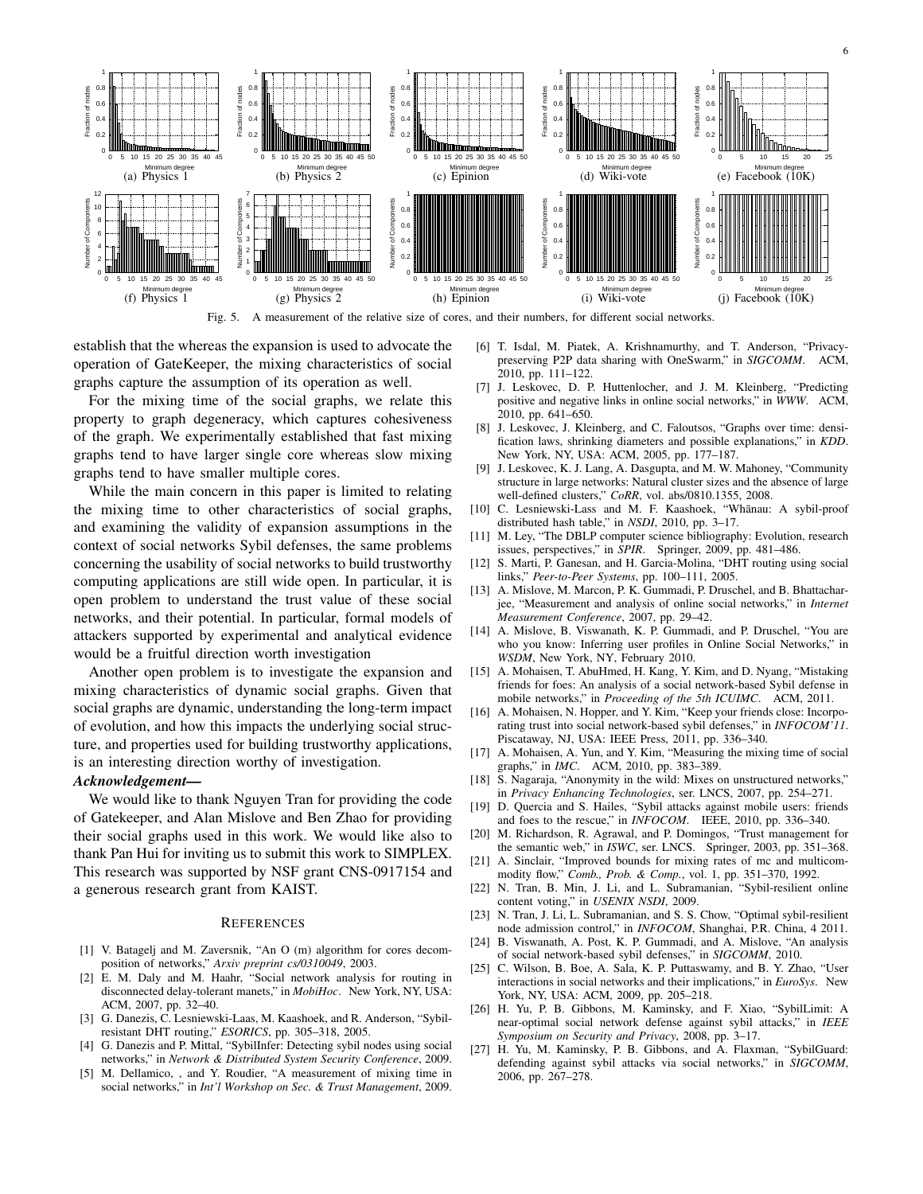Fraction of nodes
Minimum degree
(a) Physics 1

Fraction of nodes
Minimum degree
(b) Physics 2

Fraction of nodes
Minimum degree
(c) Epinion

Fraction of nodes
Minimum degree
(d) Wiki-vote

Fraction of nodes
Minimum degree
(e) Facebook (10K)

Number of Components
Minimum degree
(f) Physics 1

Number of Components
Minimum degree
(g) Physics 2

Number of Components
Minimum degree
(h) Epinion

Number of Components
Minimum degree
(i) Wiki-vote

Number of Components
Minimum degree
(j) Facebook (10K)

Fig. 5. A measurement of the relative size of cores, and their numbers, for different social networks.

establish that the whereas the expansion is used to advocate the operation of GateKeeper, the mixing characteristics of social graphs capture the assumption of its operation as well.

For the mixing time of the social graphs, we relate this property to graph degeneracy, which captures cohesiveness of the graph. We experimentally established that fast mixing graphs tend to have larger single core whereas slow mixing graphs tend to have smaller multiple cores.

While the main concern in this paper is limited to relating the mixing time to other characteristics of social graphs, and examining the validity of expansion assumptions in the context of social networks Sybil defenses, the same problems concerning the usability of social networks to build trustworthy computing applications are still wide open. In particular, it is open problem to understand the trust value of these social networks, and their potential. In particular, formal models of attackers supported by experimental and analytical evidence would be a fruitful direction worth investigation

Another open problem is to investigate the expansion and mixing characteristics of dynamic social graphs. Given that social graphs are dynamic, understanding the long-term impact of evolution, and how this impacts the underlying social structure, and properties used for building trustworthy applications, is an interesting direction worthy of investigation.

***Acknowledgement—***

We would like to thank Nguyen Tran for providing the code of Gatekeeper, and Alan Mislove and Ben Zhao for providing their social graphs used in this work. We would like also to thank Pan Hui for inviting us to submit this work to SIMPLEX. This research was supported by NSF grant CNS-0917154 and a generous research grant from KAIST.

## REFERENCES

[1] V. Batagelj and M. Zaversnik, "An O (m) algorithm for cores decomposition of networks," *Arxiv preprint cs/0310049*, 2003.

[2] E. M. Daly and M. Haahr, "Social network analysis for routing in disconnected delay-tolerant manets," in *MobiHoc*. New York, NY, USA: ACM, 2007, pp. 32–40.

[3] G. Danezis, C. Lesniewski-Laas, M. Kaashoek, and R. Anderson, "Sybil-resistant DHT routing," *ESORICS*, pp. 305–318, 2005.

[4] G. Danezis and P. Mittal, "SybilInfer: Detecting sybil nodes using social networks," in *Network & Distributed System Security Conference*, 2009.

[5] M. Dellamico, , and Y. Roudier, "A measurement of mixing time in social networks," in *Int'l Workshop on Sec. & Trust Management*, 2009.

[6] T. Isdal, M. Piatek, A. Krishnamurthy, and T. Anderson, "Privacy-preserving P2P data sharing with OneSwarm," in *SIGCOMM*. ACM, 2010, pp. 111–122.

[7] J. Leskovec, D. P. Huttenlocher, and J. M. Kleinberg, "Predicting positive and negative links in online social networks," in *WWW*. ACM, 2010, pp. 641–650.

[8] J. Leskovec, J. Kleinberg, and C. Faloutsos, "Graphs over time: densification laws, shrinking diameters and possible explanations," in *KDD*. New York, NY, USA: ACM, 2005, pp. 177–187.

[9] J. Leskovec, K. J. Lang, A. Dasgupta, and M. W. Mahoney, "Community structure in large networks: Natural cluster sizes and the absence of large well-defined clusters," *CoRR*, vol. abs/0810.1355, 2008.

[10] C. Lesniewski-Lass and M. F. Kaashoek, "Whānau: A sybil-proof distributed hash table," in *NSDI*, 2010, pp. 3–17.

[11] M. Ley, "The DBLP computer science bibliography: Evolution, research issues, perspectives," in *SPIR*. Springer, 2009, pp. 481–486.

[12] S. Marti, P. Ganesan, and H. Garcia-Molina, "DHT routing using social links," *Peer-to-Peer Systems*, pp. 100–111, 2005.

[13] A. Mislove, M. Marcon, P. K. Gummadi, P. Druschel, and B. Bhattacharjee, "Measurement and analysis of online social networks," in *Internet Measurement Conference*, 2007, pp. 29–42.

[14] A. Mislove, B. Viswanath, K. P. Gummadi, and P. Druschel, "You are who you know: Inferring user profiles in Online Social Networks," in *WSDM*, New York, NY, February 2010.

[15] A. Mohaisen, T. AbuHmed, H. Kang, Y. Kim, and D. Nyang, "Mistaking friends for foes: An analysis of a social network-based Sybil defense in mobile networks," in *Proceeding of the 5th ICUIMC*. ACM, 2011.

[16] A. Mohaisen, N. Hopper, and Y. Kim, "Keep your friends close: Incorporating trust into social network-based sybil defenses," in *INFOCOM'11*. Piscataway, NJ, USA: IEEE Press, 2011, pp. 336–340.

[17] A. Mohaisen, A. Yun, and Y. Kim, "Measuring the mixing time of social graphs," in *IMC*. ACM, 2010, pp. 383–389.

[18] S. Nagaraja, "Anonymity in the wild: Mixes on unstructured networks," in *Privacy Enhancing Technologies*, ser. LNCS, 2007, pp. 254–271.

[19] D. Quercia and S. Hailes, "Sybil attacks against mobile users: friends and foes to the rescue," in *INFOCOM*. IEEE, 2010, pp. 336–340.

[20] M. Richardson, R. Agrawal, and P. Domingos, "Trust management for the semantic web," in *ISWC*, ser. LNCS. Springer, 2003, pp. 351–368.

[21] A. Sinclair, "Improved bounds for mixing rates of mc and multicommodity flow," *Comb., Prob. & Comp.*, vol. 1, pp. 351–370, 1992.

[22] N. Tran, B. Min, J. Li, and L. Subramanian, "Sybil-resilient online content voting," in *USENIX NSDI*, 2009.

[23] N. Tran, J. Li, L. Subramanian, and S. S. Chow, "Optimal sybil-resilient node admission control," in *INFOCOM*, Shanghai, P.R. China, 4 2011.

[24] B. Viswanath, A. Post, K. P. Gummadi, and A. Mislove, "An analysis of social network-based sybil defenses," in *SIGCOMM*, 2010.

[25] C. Wilson, B. Boe, A. Sala, K. P. Puttaswamy, and B. Y. Zhao, "User interactions in social networks and their implications," in *EuroSys*. New York, NY, USA: ACM, 2009, pp. 205–218.

[26] H. Yu, P. B. Gibbons, M. Kaminsky, and F. Xiao, "SybilLimit: A near-optimal social network defense against sybil attacks," in *IEEE Symposium on Security and Privacy*, 2008, pp. 3–17.

[27] H. Yu, M. Kaminsky, P. B. Gibbons, and A. Flaxman, "SybilGuard: defending against sybil attacks via social networks," in *SIGCOMM*, 2006, pp. 267–278.